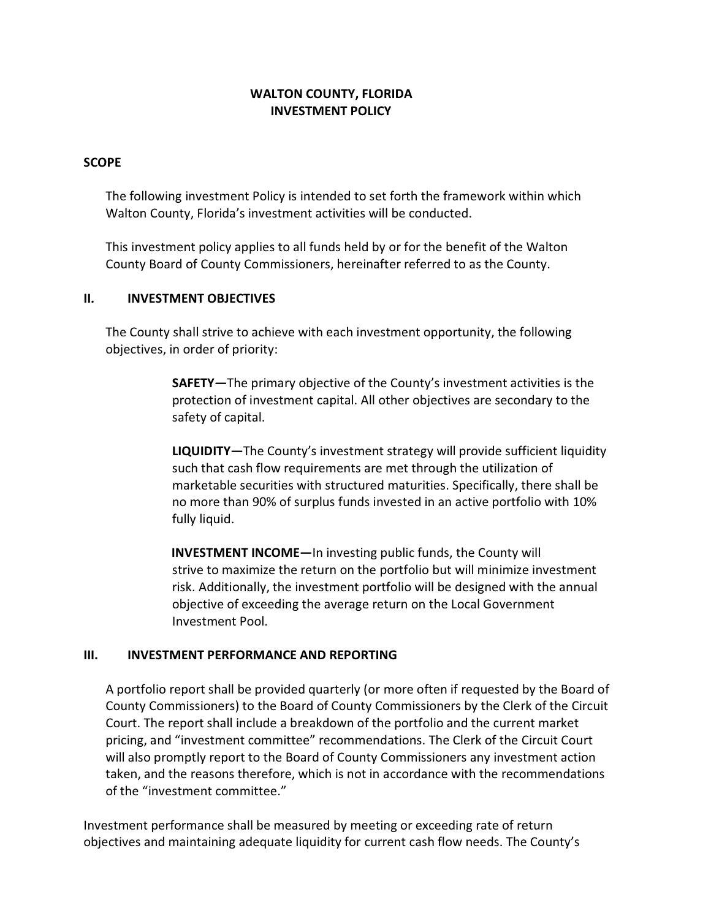# WALTON COUNTY, FLORIDA
# INVESTMENT POLICY

## SCOPE

The following investment Policy is intended to set forth the framework within which Walton County, Florida's investment activities will be conducted.

This investment policy applies to all funds held by or for the benefit of the Walton County Board of County Commissioners, hereinafter referred to as the County.

## II. INVESTMENT OBJECTIVES

The County shall strive to achieve with each investment opportunity, the following objectives, in order of priority:

> **SAFETY—**The primary objective of the County's investment activities is the protection of investment capital. All other objectives are secondary to the safety of capital.
>
> **LIQUIDITY—**The County's investment strategy will provide sufficient liquidity such that cash flow requirements are met through the utilization of marketable securities with structured maturities. Specifically, there shall be no more than 90% of surplus funds invested in an active portfolio with 10% fully liquid.
>
> **INVESTMENT INCOME—**In investing public funds, the County will strive to maximize the return on the portfolio but will minimize investment risk. Additionally, the investment portfolio will be designed with the annual objective of exceeding the average return on the Local Government Investment Pool.

## III. INVESTMENT PERFORMANCE AND REPORTING

A portfolio report shall be provided quarterly (or more often if requested by the Board of County Commissioners) to the Board of County Commissioners by the Clerk of the Circuit Court. The report shall include a breakdown of the portfolio and the current market pricing, and "investment committee" recommendations. The Clerk of the Circuit Court will also promptly report to the Board of County Commissioners any investment action taken, and the reasons therefore, which is not in accordance with the recommendations of the "investment committee."

Investment performance shall be measured by meeting or exceeding rate of return objectives and maintaining adequate liquidity for current cash flow needs. The County's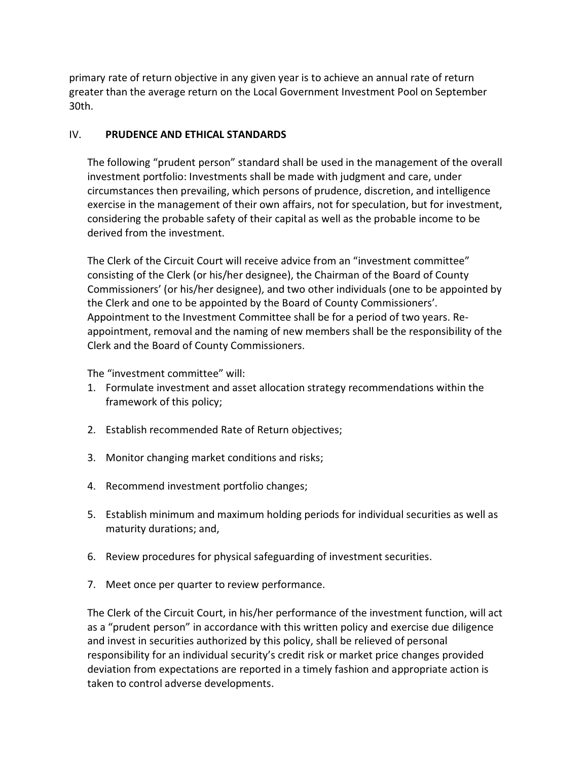primary rate of return objective in any given year is to achieve an annual rate of return greater than the average return on the Local Government Investment Pool on September 30th.

## IV. PRUDENCE AND ETHICAL STANDARDS

The following "prudent person" standard shall be used in the management of the overall investment portfolio: Investments shall be made with judgment and care, under circumstances then prevailing, which persons of prudence, discretion, and intelligence exercise in the management of their own affairs, not for speculation, but for investment, considering the probable safety of their capital as well as the probable income to be derived from the investment.

The Clerk of the Circuit Court will receive advice from an "investment committee" consisting of the Clerk (or his/her designee), the Chairman of the Board of County Commissioners' (or his/her designee), and two other individuals (one to be appointed by the Clerk and one to be appointed by the Board of County Commissioners'. Appointment to the Investment Committee shall be for a period of two years. Re-appointment, removal and the naming of new members shall be the responsibility of the Clerk and the Board of County Commissioners.

The "investment committee" will:

1. Formulate investment and asset allocation strategy recommendations within the framework of this policy;

2. Establish recommended Rate of Return objectives;

3. Monitor changing market conditions and risks;

4. Recommend investment portfolio changes;

5. Establish minimum and maximum holding periods for individual securities as well as maturity durations; and,

6. Review procedures for physical safeguarding of investment securities.

7. Meet once per quarter to review performance.

The Clerk of the Circuit Court, in his/her performance of the investment function, will act as a "prudent person" in accordance with this written policy and exercise due diligence and invest in securities authorized by this policy, shall be relieved of personal responsibility for an individual security's credit risk or market price changes provided deviation from expectations are reported in a timely fashion and appropriate action is taken to control adverse developments.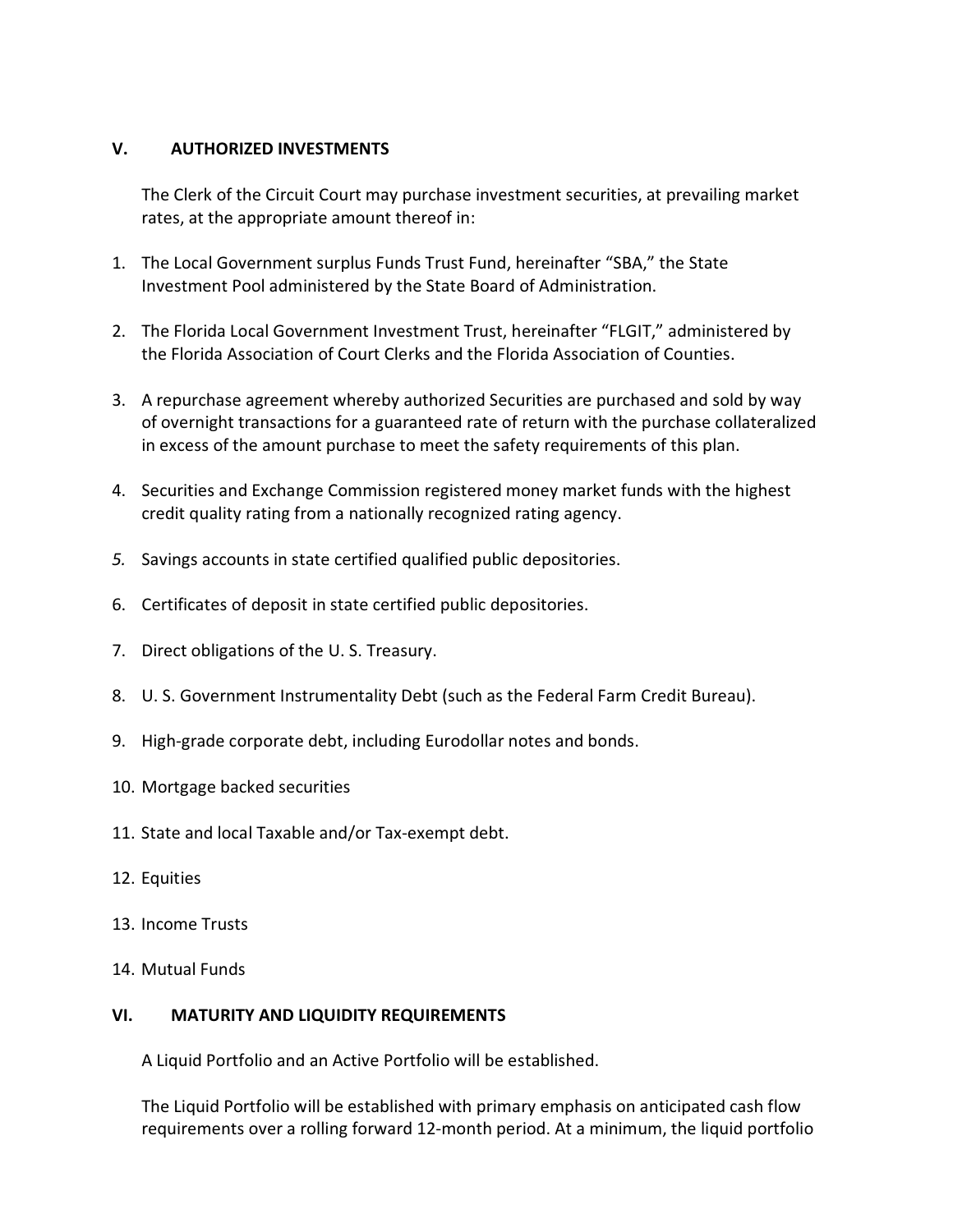## V. AUTHORIZED INVESTMENTS

The Clerk of the Circuit Court may purchase investment securities, at prevailing market rates, at the appropriate amount thereof in:

1. The Local Government surplus Funds Trust Fund, hereinafter "SBA," the State Investment Pool administered by the State Board of Administration.

2. The Florida Local Government Investment Trust, hereinafter "FLGIT," administered by the Florida Association of Court Clerks and the Florida Association of Counties.

3. A repurchase agreement whereby authorized Securities are purchased and sold by way of overnight transactions for a guaranteed rate of return with the purchase collateralized in excess of the amount purchase to meet the safety requirements of this plan.

4. Securities and Exchange Commission registered money market funds with the highest credit quality rating from a nationally recognized rating agency.

5. Savings accounts in state certified qualified public depositories.

6. Certificates of deposit in state certified public depositories.

7. Direct obligations of the U. S. Treasury.

8. U. S. Government Instrumentality Debt (such as the Federal Farm Credit Bureau).

9. High-grade corporate debt, including Eurodollar notes and bonds.

10. Mortgage backed securities

11. State and local Taxable and/or Tax-exempt debt.

12. Equities

13. Income Trusts

14. Mutual Funds

## VI. MATURITY AND LIQUIDITY REQUIREMENTS

A Liquid Portfolio and an Active Portfolio will be established.

The Liquid Portfolio will be established with primary emphasis on anticipated cash flow requirements over a rolling forward 12-month period. At a minimum, the liquid portfolio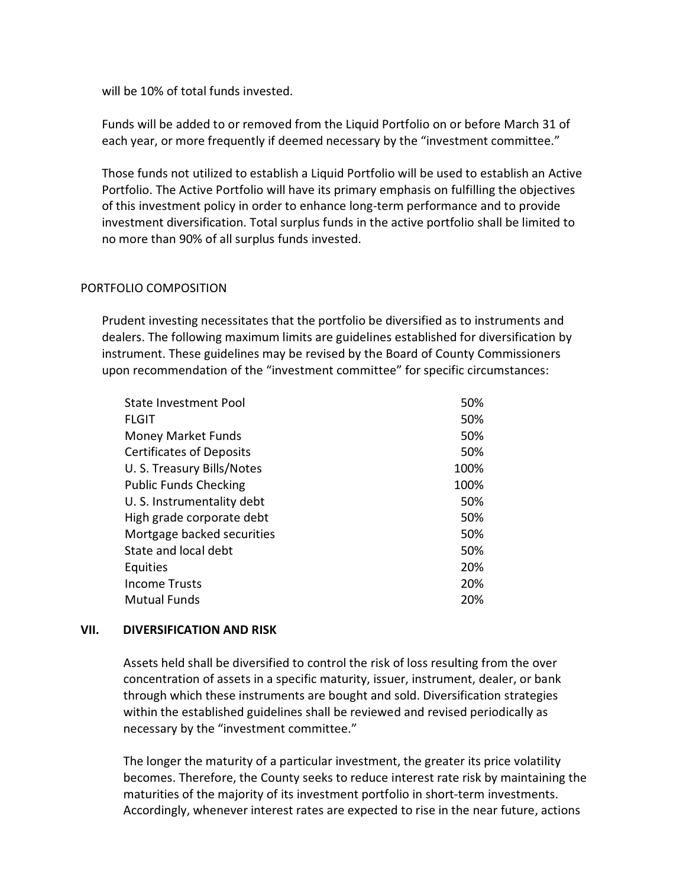will be 10% of total funds invested.

Funds will be added to or removed from the Liquid Portfolio on or before March 31 of each year, or more frequently if deemed necessary by the "investment committee."

Those funds not utilized to establish a Liquid Portfolio will be used to establish an Active Portfolio. The Active Portfolio will have its primary emphasis on fulfilling the objectives of this investment policy in order to enhance long-term performance and to provide investment diversification. Total surplus funds in the active portfolio shall be limited to no more than 90% of all surplus funds invested.

### PORTFOLIO COMPOSITION

Prudent investing necessitates that the portfolio be diversified as to instruments and dealers. The following maximum limits are guidelines established for diversification by instrument. These guidelines may be revised by the Board of County Commissioners upon recommendation of the "investment committee" for specific circumstances:

| Instrument | Maximum Limit |
|---|---|
| State Investment Pool | 50% |
| FLGIT | 50% |
| Money Market Funds | 50% |
| Certificates of Deposits | 50% |
| U. S. Treasury Bills/Notes | 100% |
| Public Funds Checking | 100% |
| U. S. Instrumentality debt | 50% |
| High grade corporate debt | 50% |
| Mortgage backed securities | 50% |
| State and local debt | 50% |
| Equities | 20% |
| Income Trusts | 20% |
| Mutual Funds | 20% |

## VII. DIVERSIFICATION AND RISK

Assets held shall be diversified to control the risk of loss resulting from the over concentration of assets in a specific maturity, issuer, instrument, dealer, or bank through which these instruments are bought and sold. Diversification strategies within the established guidelines shall be reviewed and revised periodically as necessary by the "investment committee."

The longer the maturity of a particular investment, the greater its price volatility becomes. Therefore, the County seeks to reduce interest rate risk by maintaining the maturities of the majority of its investment portfolio in short-term investments. Accordingly, whenever interest rates are expected to rise in the near future, actions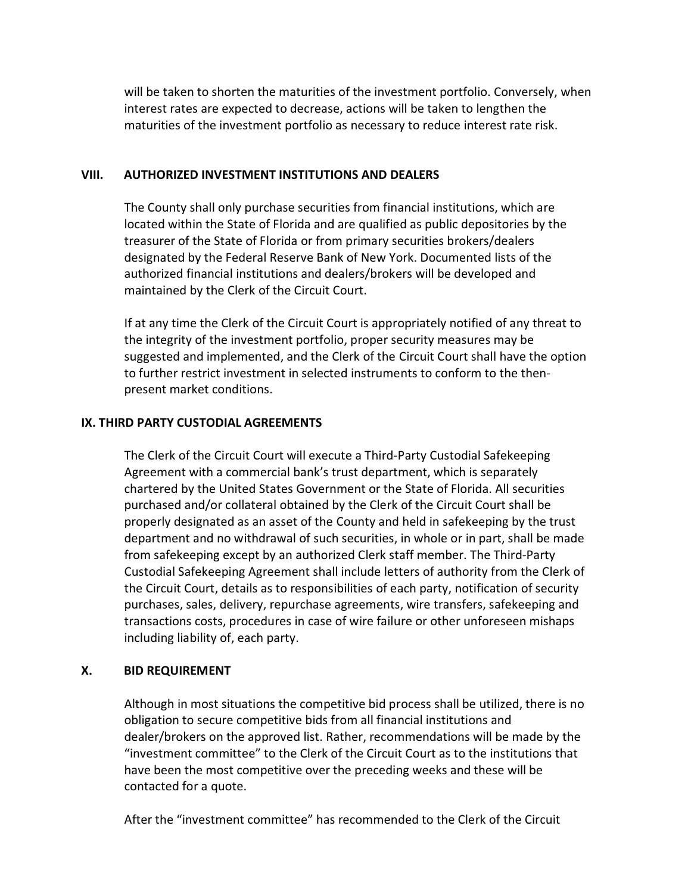will be taken to shorten the maturities of the investment portfolio. Conversely, when interest rates are expected to decrease, actions will be taken to lengthen the maturities of the investment portfolio as necessary to reduce interest rate risk.

## VIII. AUTHORIZED INVESTMENT INSTITUTIONS AND DEALERS

The County shall only purchase securities from financial institutions, which are located within the State of Florida and are qualified as public depositories by the treasurer of the State of Florida or from primary securities brokers/dealers designated by the Federal Reserve Bank of New York. Documented lists of the authorized financial institutions and dealers/brokers will be developed and maintained by the Clerk of the Circuit Court.

If at any time the Clerk of the Circuit Court is appropriately notified of any threat to the integrity of the investment portfolio, proper security measures may be suggested and implemented, and the Clerk of the Circuit Court shall have the option to further restrict investment in selected instruments to conform to the then-present market conditions.

## IX. THIRD PARTY CUSTODIAL AGREEMENTS

The Clerk of the Circuit Court will execute a Third-Party Custodial Safekeeping Agreement with a commercial bank's trust department, which is separately chartered by the United States Government or the State of Florida. All securities purchased and/or collateral obtained by the Clerk of the Circuit Court shall be properly designated as an asset of the County and held in safekeeping by the trust department and no withdrawal of such securities, in whole or in part, shall be made from safekeeping except by an authorized Clerk staff member. The Third-Party Custodial Safekeeping Agreement shall include letters of authority from the Clerk of the Circuit Court, details as to responsibilities of each party, notification of security purchases, sales, delivery, repurchase agreements, wire transfers, safekeeping and transactions costs, procedures in case of wire failure or other unforeseen mishaps including liability of, each party.

## X. BID REQUIREMENT

Although in most situations the competitive bid process shall be utilized, there is no obligation to secure competitive bids from all financial institutions and dealer/brokers on the approved list. Rather, recommendations will be made by the "investment committee" to the Clerk of the Circuit Court as to the institutions that have been the most competitive over the preceding weeks and these will be contacted for a quote.

After the "investment committee" has recommended to the Clerk of the Circuit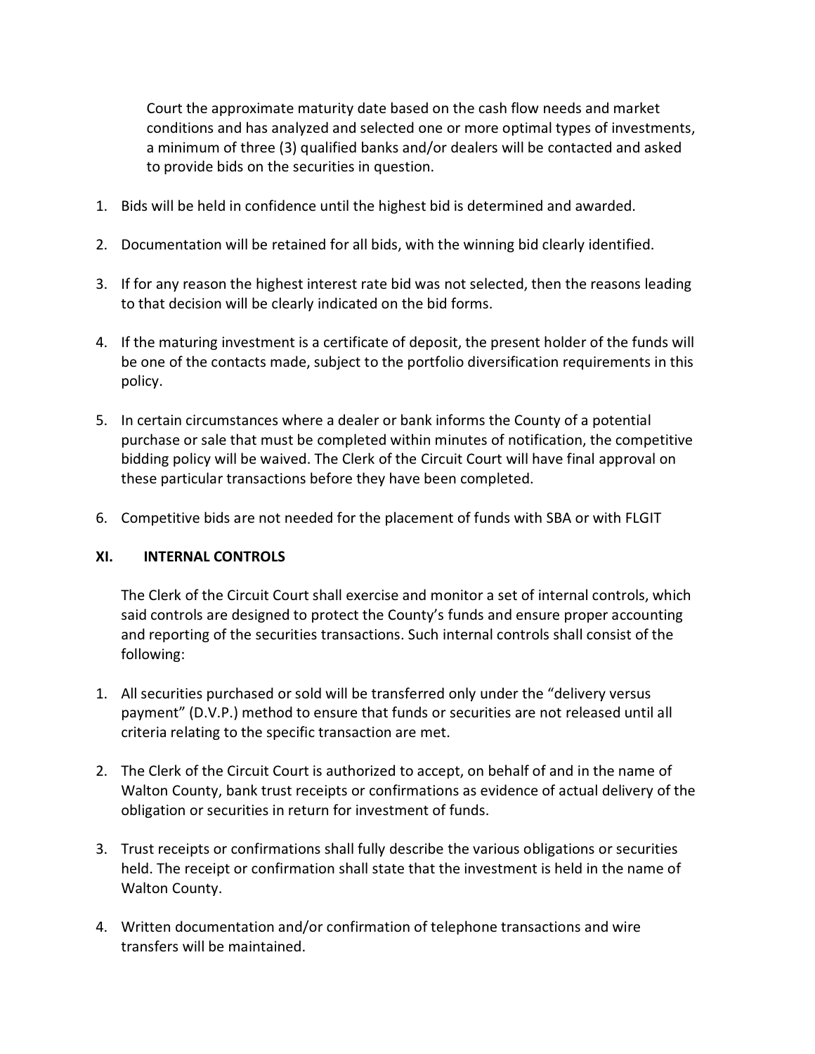Court the approximate maturity date based on the cash flow needs and market conditions and has analyzed and selected one or more optimal types of investments, a minimum of three (3) qualified banks and/or dealers will be contacted and asked to provide bids on the securities in question.

1. Bids will be held in confidence until the highest bid is determined and awarded.

2. Documentation will be retained for all bids, with the winning bid clearly identified.

3. If for any reason the highest interest rate bid was not selected, then the reasons leading to that decision will be clearly indicated on the bid forms.

4. If the maturing investment is a certificate of deposit, the present holder of the funds will be one of the contacts made, subject to the portfolio diversification requirements in this policy.

5. In certain circumstances where a dealer or bank informs the County of a potential purchase or sale that must be completed within minutes of notification, the competitive bidding policy will be waived. The Clerk of the Circuit Court will have final approval on these particular transactions before they have been completed.

6. Competitive bids are not needed for the placement of funds with SBA or with FLGIT

## XI. INTERNAL CONTROLS

The Clerk of the Circuit Court shall exercise and monitor a set of internal controls, which said controls are designed to protect the County's funds and ensure proper accounting and reporting of the securities transactions. Such internal controls shall consist of the following:

1. All securities purchased or sold will be transferred only under the "delivery versus payment" (D.V.P.) method to ensure that funds or securities are not released until all criteria relating to the specific transaction are met.

2. The Clerk of the Circuit Court is authorized to accept, on behalf of and in the name of Walton County, bank trust receipts or confirmations as evidence of actual delivery of the obligation or securities in return for investment of funds.

3. Trust receipts or confirmations shall fully describe the various obligations or securities held. The receipt or confirmation shall state that the investment is held in the name of Walton County.

4. Written documentation and/or confirmation of telephone transactions and wire transfers will be maintained.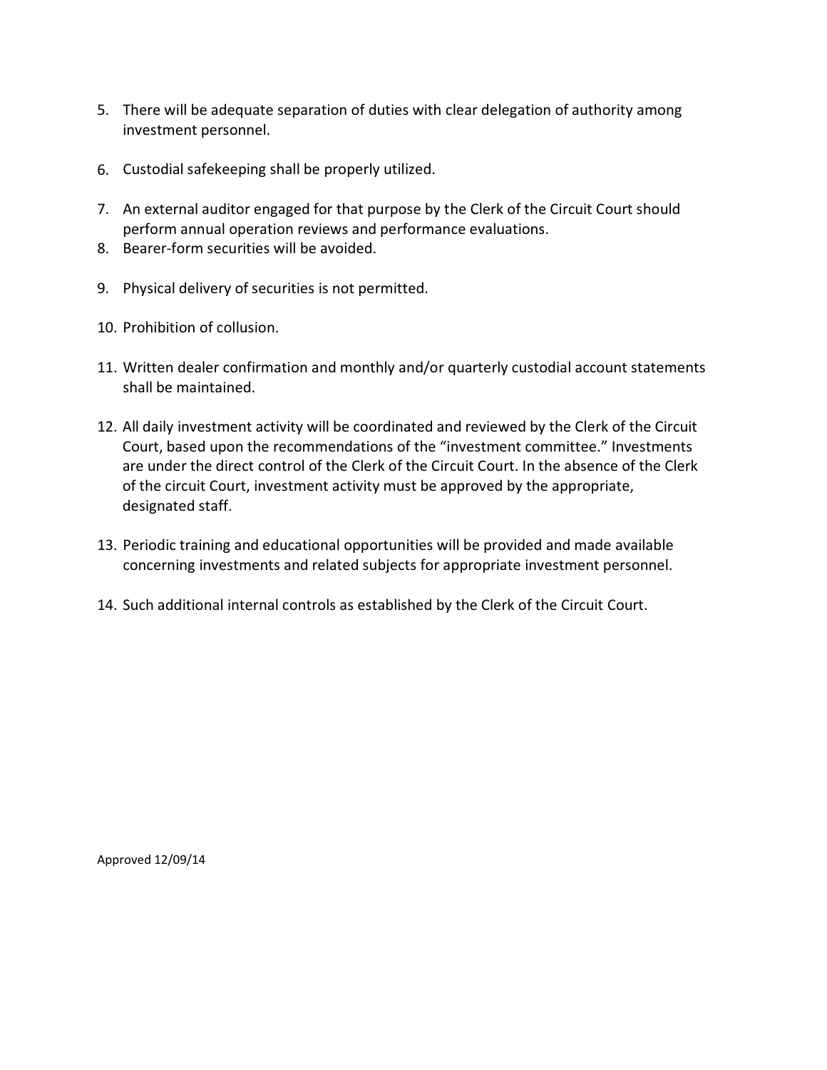5. There will be adequate separation of duties with clear delegation of authority among investment personnel.

6. Custodial safekeeping shall be properly utilized.

7. An external auditor engaged for that purpose by the Clerk of the Circuit Court should perform annual operation reviews and performance evaluations.

8. Bearer-form securities will be avoided.

9. Physical delivery of securities is not permitted.

10. Prohibition of collusion.

11. Written dealer confirmation and monthly and/or quarterly custodial account statements shall be maintained.

12. All daily investment activity will be coordinated and reviewed by the Clerk of the Circuit Court, based upon the recommendations of the "investment committee." Investments are under the direct control of the Clerk of the Circuit Court. In the absence of the Clerk of the circuit Court, investment activity must be approved by the appropriate, designated staff.

13. Periodic training and educational opportunities will be provided and made available concerning investments and related subjects for appropriate investment personnel.

14. Such additional internal controls as established by the Clerk of the Circuit Court.

Approved 12/09/14